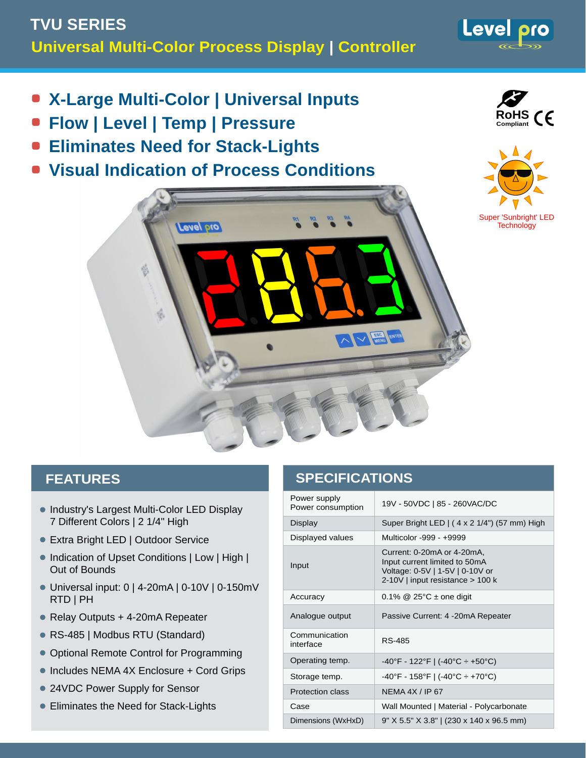# TVU SERIES

## Universal Multi-Color Process Display | Controller

- X-Large Multi-Color | Universal Inputs
- Flow | Level | Temp | Pressure
- Eliminates Need for Stack-Lights
- Visual Indication of Process Conditions

RoHS Compliant

Super 'Sunbright' LED Technology

## FEATURES

- Industry's Largest Multi-Color LED Display 7 Different Colors | 2 1/4" High
- Extra Bright LED | Outdoor Service
- Indication of Upset Conditions | Low | High | Out of Bounds
- Universal input: 0 | 4-20mA | 0-10V | 0-150mV RTD | PH
- Relay Outputs + 4-20mA Repeater
- RS-485 | Modbus RTU (Standard)
- Optional Remote Control for Programming
- Includes NEMA 4X Enclosure + Cord Grips
- 24VDC Power Supply for Sensor
- Eliminates the Need for Stack-Lights

## SPECIFICATIONS

| | |
|---|---|
| Power supply<br>Power consumption | 19V - 50VDC \| 85 - 260VAC/DC |
| Display | Super Bright LED \| ( 4 x 2 1/4") (57 mm) High |
| Displayed values | Multicolor -999 - +9999 |
| Input | Current: 0-20mA or 4-20mA,<br>Input current limited to 50mA<br>Voltage: 0-5V \| 1-5V \| 0-10V or<br>2-10V \| input resistance > 100 k |
| Accuracy | 0.1% @ 25°C ± one digit |
| Analogue output | Passive Current: 4 -20mA Repeater |
| Communication interface | RS-485 |
| Operating temp. | -40°F - 122°F \| (-40°C ÷ +50°C) |
| Storage temp. | -40°F - 158°F \| (-40°C ÷ +70°C) |
| Protection class | NEMA 4X / IP 67 |
| Case | Wall Mounted \| Material - Polycarbonate |
| Dimensions (WxHxD) | 9" X 5.5" X 3.8" \| (230 x 140 x 96.5 mm) |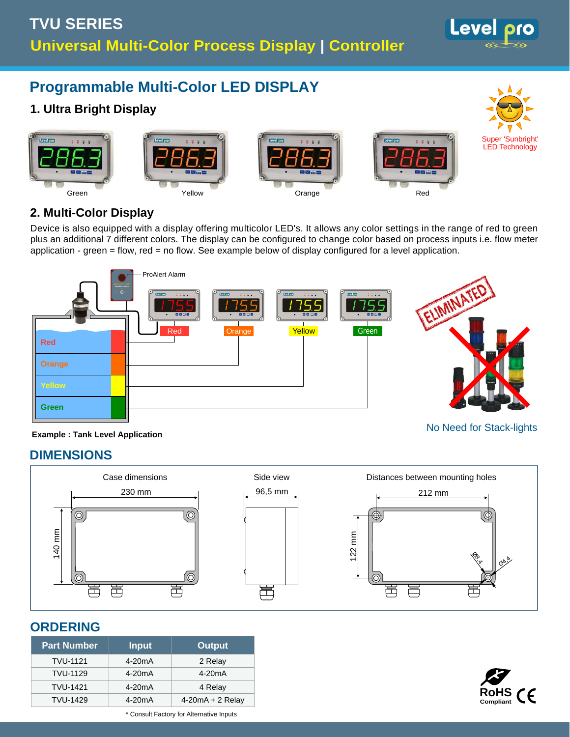# TVU SERIES

## Universal Multi-Color Process Display | Controller

## Programmable Multi-Color LED DISPLAY

### 1. Ultra Bright Display

Green

Yellow

Orange

Red

Super 'Sunbright' LED Technology

### 2. Multi-Color Display

Device is also equipped with a display offering multicolor LED's. It allows any color settings in the range of red to green plus an additional 7 different colors. The display can be configured to change color based on process inputs i.e. flow meter application - green = flow, red = no flow. See example below of display configured for a level application.

ProAlert Alarm

Red

Orange

Yellow

Green

ELIMINATED

**Example : Tank Level Application**

No Need for Stack-lights

## DIMENSIONS

Case dimensions

230 mm

140 mm

Side view

96,5 mm

Distances between mounting holes

212 mm

122 mm

Ø8.4

Ø4.4

## ORDERING

| Part Number | Input | Output |
|---|---|---|
| TVU-1121 | 4-20mA | 2 Relay |
| TVU-1129 | 4-20mA | 4-20mA |
| TVU-1421 | 4-20mA | 4 Relay |
| TVU-1429 | 4-20mA | 4-20mA + 2 Relay |

* Consult Factory for Alternative Inputs

RoHS Compliant